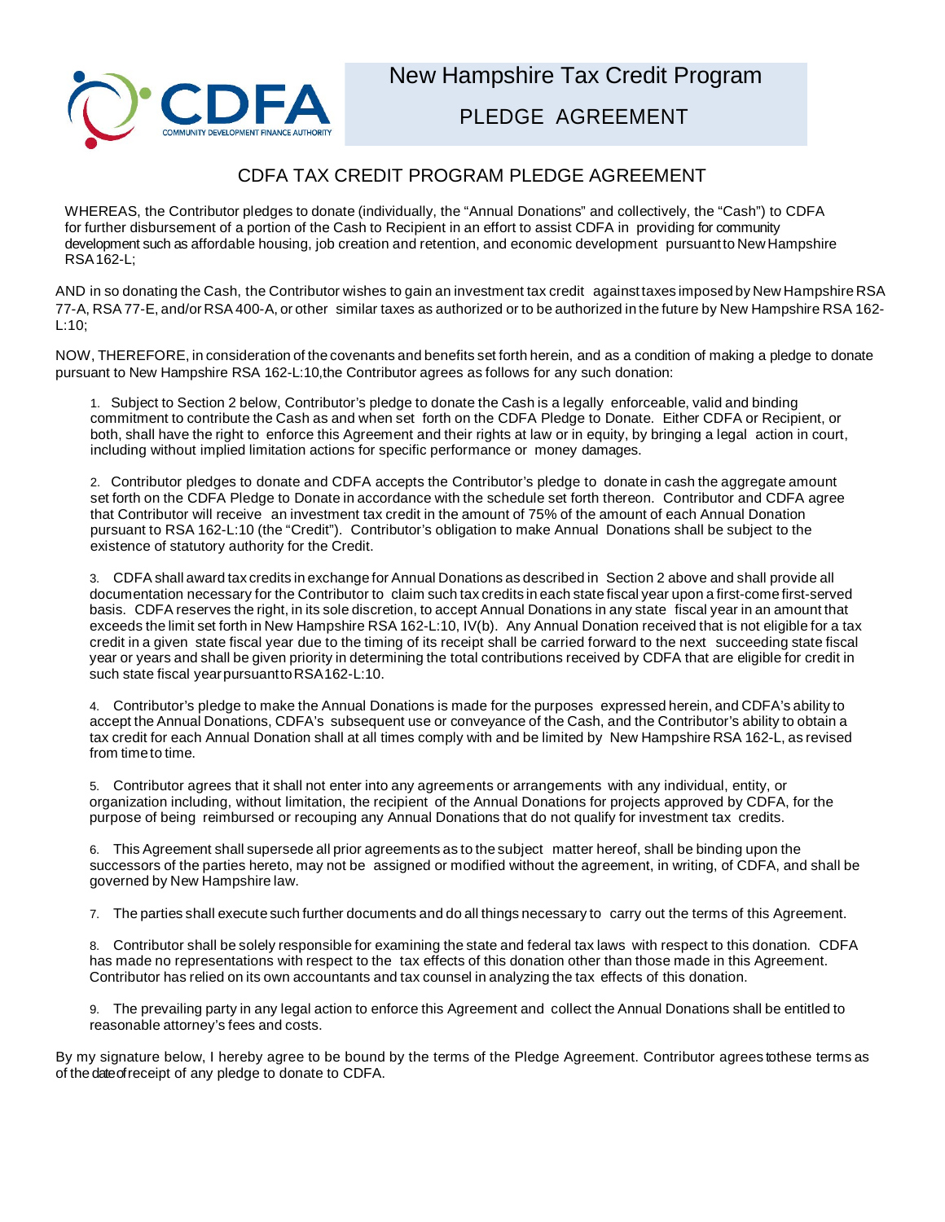CDFA

COMMUNITY DEVELOPMENT FINANCE AUTHORITY

# New Hampshire Tax Credit Program

## PLEDGE AGREEMENT

## CDFA TAX CREDIT PROGRAM PLEDGE AGREEMENT

WHEREAS, the Contributor pledges to donate (individually, the "Annual Donations" and collectively, the "Cash") to CDFA for further disbursement of a portion of the Cash to Recipient in an effort to assist CDFA in providing for community development such as affordable housing, job creation and retention, and economic development pursuant to New Hampshire RSA 162-L;

AND in so donating the Cash, the Contributor wishes to gain an investment tax credit against taxes imposed by New Hampshire RSA 77-A, RSA 77-E, and/or RSA 400-A, or other similar taxes as authorized or to be authorized in the future by New Hampshire RSA 162-L:10;

NOW, THEREFORE, in consideration of the covenants and benefits set forth herein, and as a condition of making a pledge to donate pursuant to New Hampshire RSA 162-L:10,the Contributor agrees as follows for any such donation:

1. Subject to Section 2 below, Contributor's pledge to donate the Cash is a legally enforceable, valid and binding commitment to contribute the Cash as and when set forth on the CDFA Pledge to Donate. Either CDFA or Recipient, or both, shall have the right to enforce this Agreement and their rights at law or in equity, by bringing a legal action in court, including without implied limitation actions for specific performance or money damages.

2. Contributor pledges to donate and CDFA accepts the Contributor's pledge to donate in cash the aggregate amount set forth on the CDFA Pledge to Donate in accordance with the schedule set forth thereon. Contributor and CDFA agree that Contributor will receive an investment tax credit in the amount of 75% of the amount of each Annual Donation pursuant to RSA 162-L:10 (the "Credit"). Contributor's obligation to make Annual Donations shall be subject to the existence of statutory authority for the Credit.

3. CDFA shall award tax credits in exchange for Annual Donations as described in Section 2 above and shall provide all documentation necessary for the Contributor to claim such tax credits in each state fiscal year upon a first-come first-served basis. CDFA reserves the right, in its sole discretion, to accept Annual Donations in any state fiscal year in an amount that exceeds the limit set forth in New Hampshire RSA 162-L:10, IV(b). Any Annual Donation received that is not eligible for a tax credit in a given state fiscal year due to the timing of its receipt shall be carried forward to the next succeeding state fiscal year or years and shall be given priority in determining the total contributions received by CDFA that are eligible for credit in such state fiscal year pursuant to RSA 162-L:10.

4. Contributor's pledge to make the Annual Donations is made for the purposes expressed herein, and CDFA's ability to accept the Annual Donations, CDFA's subsequent use or conveyance of the Cash, and the Contributor's ability to obtain a tax credit for each Annual Donation shall at all times comply with and be limited by New Hampshire RSA 162-L, as revised from time to time.

5. Contributor agrees that it shall not enter into any agreements or arrangements with any individual, entity, or organization including, without limitation, the recipient of the Annual Donations for projects approved by CDFA, for the purpose of being reimbursed or recouping any Annual Donations that do not qualify for investment tax credits.

6. This Agreement shall supersede all prior agreements as to the subject matter hereof, shall be binding upon the successors of the parties hereto, may not be assigned or modified without the agreement, in writing, of CDFA, and shall be governed by New Hampshire law.

7. The parties shall execute such further documents and do all things necessary to carry out the terms of this Agreement.

8. Contributor shall be solely responsible for examining the state and federal tax laws with respect to this donation. CDFA has made no representations with respect to the tax effects of this donation other than those made in this Agreement. Contributor has relied on its own accountants and tax counsel in analyzing the tax effects of this donation.

9. The prevailing party in any legal action to enforce this Agreement and collect the Annual Donations shall be entitled to reasonable attorney's fees and costs.

By my signature below, I hereby agree to be bound by the terms of the Pledge Agreement. Contributor agrees to these terms as of the date of receipt of any pledge to donate to CDFA.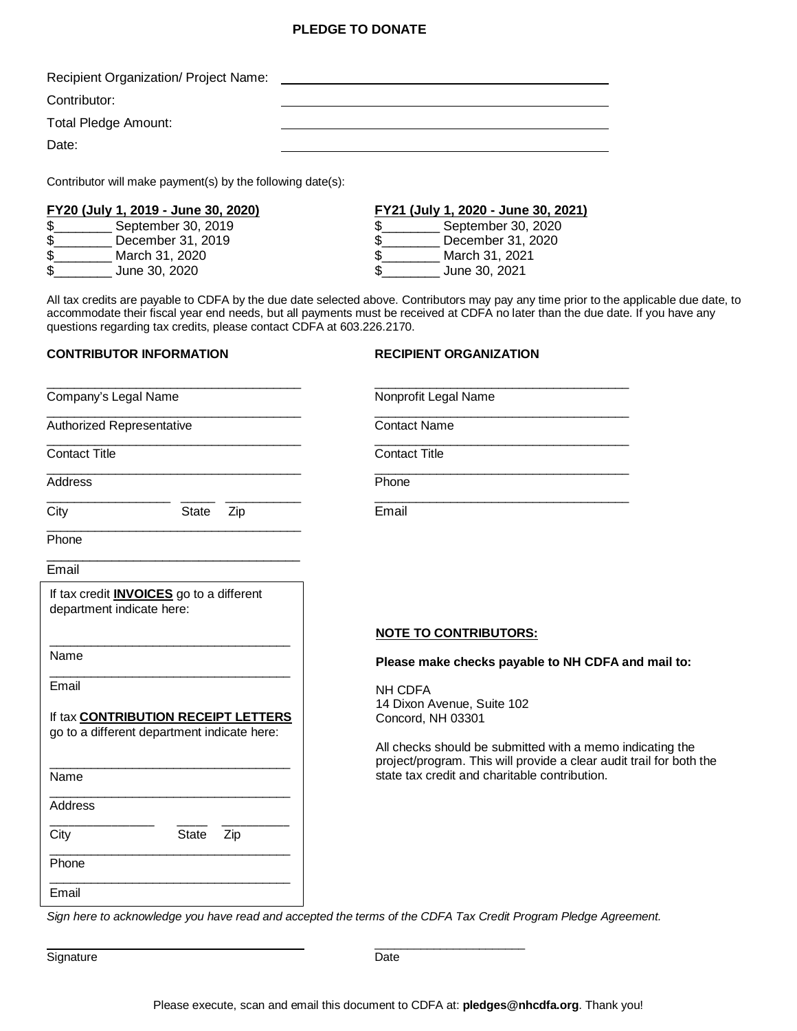# PLEDGE TO DONATE

Recipient Organization/ Project Name: ______________________________

Contributor: ______________________________

Total Pledge Amount: ______________________________

Date: ______________________________

Contributor will make payment(s) by the following date(s):

**FY20 (July 1, 2019 - June 30, 2020)**

$________ September 30, 2019
$________ December 31, 2019
$________ March 31, 2020
$________ June 30, 2020

**FY21 (July 1, 2020 - June 30, 2021)**

$________ September 30, 2020
$________ December 31, 2020
$________ March 31, 2021
$________ June 30, 2021

All tax credits are payable to CDFA by the due date selected above. Contributors may pay any time prior to the applicable due date, to accommodate their fiscal year end needs, but all payments must be received at CDFA no later than the due date. If you have any questions regarding tax credits, please contact CDFA at 603.226.2170.

**CONTRIBUTOR INFORMATION**

______________________________
Company's Legal Name

______________________________
Authorized Representative

______________________________
Contact Title

______________________________
Address

______________ _____ ________
City State Zip

______________________________
Phone

______________________________
Email

If tax credit **INVOICES** go to a different department indicate here:

______________________________
Name

______________________________
Email

If tax **CONTRIBUTION RECEIPT LETTERS** go to a different department indicate here:

______________________________
Name

______________________________
Address

______________ _____ ________
City State Zip

______________________________
Phone

______________________________
Email

**RECIPIENT ORGANIZATION**

______________________________
Nonprofit Legal Name

______________________________
Contact Name

______________________________
Contact Title

______________________________
Phone

______________________________
Email

**NOTE TO CONTRIBUTORS:**

**Please make checks payable to NH CDFA and mail to:**

NH CDFA
14 Dixon Avenue, Suite 102
Concord, NH 03301

All checks should be submitted with a memo indicating the project/program. This will provide a clear audit trail for both the state tax credit and charitable contribution.

*Sign here to acknowledge you have read and accepted the terms of the CDFA Tax Credit Program Pledge Agreement.*

______________________________
Signature

______________________
Date

Please execute, scan and email this document to CDFA at: **pledges@nhcdfa.org**. Thank you!